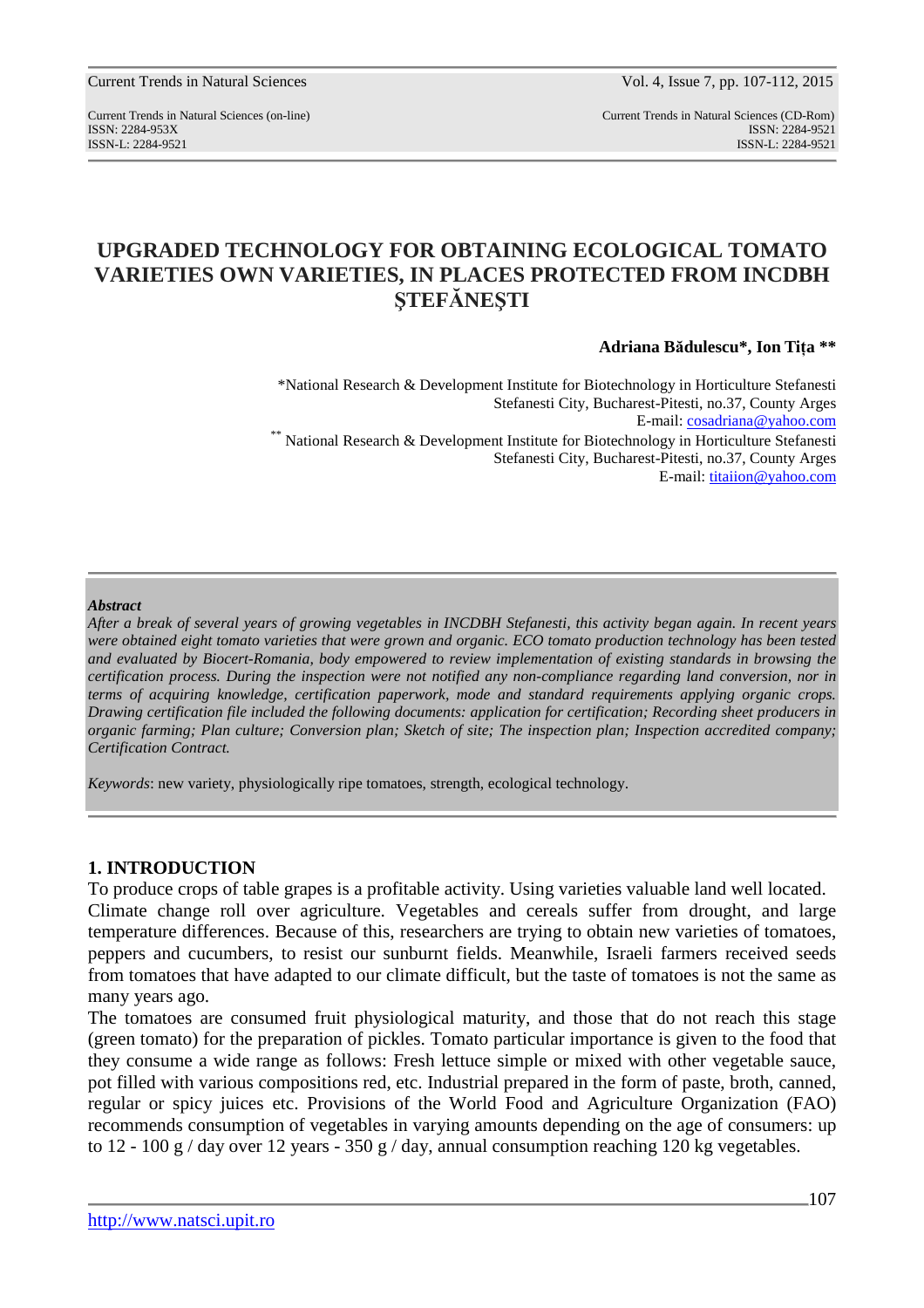# UPGRADED TECHNOLOGY FOR OBTAINING ECOLOGICAL TOMATO VARIETIES OWN VARIETIES, IN PLACES PROTECTED FROM INCDBH ŞTEFĂNEŞTI

**Adriana Bădulescu\*, Ion Țița \*\***

\*National Research & Development Institute for Biotechnology in Horticulture Stefanesti
Stefanesti City, Bucharest-Pitesti, no.37, County Arges
E-mail: cosadriana@yahoo.com

\*\* National Research & Development Institute for Biotechnology in Horticulture Stefanesti
Stefanesti City, Bucharest-Pitesti, no.37, County Arges
E-mail: titaiion@yahoo.com

***Abstract***

*After a break of several years of growing vegetables in INCDBH Stefanesti, this activity began again. In recent years were obtained eight tomato varieties that were grown and organic. ECO tomato production technology has been tested and evaluated by Biocert-Romania, body empowered to review implementation of existing standards in browsing the certification process. During the inspection were not notified any non-compliance regarding land conversion, nor in terms of acquiring knowledge, certification paperwork, mode and standard requirements applying organic crops. Drawing certification file included the following documents: application for certification; Recording sheet producers in organic farming; Plan culture; Conversion plan; Sketch of site; The inspection plan; Inspection accredited company; Certification Contract.*

*Keywords*: new variety, physiologically ripe tomatoes, strength, ecological technology.

## 1. INTRODUCTION

To produce crops of table grapes is a profitable activity. Using varieties valuable land well located.

Climate change roll over agriculture. Vegetables and cereals suffer from drought, and large temperature differences. Because of this, researchers are trying to obtain new varieties of tomatoes, peppers and cucumbers, to resist our sunburnt fields. Meanwhile, Israeli farmers received seeds from tomatoes that have adapted to our climate difficult, but the taste of tomatoes is not the same as many years ago.

The tomatoes are consumed fruit physiological maturity, and those that do not reach this stage (green tomato) for the preparation of pickles. Tomato particular importance is given to the food that they consume a wide range as follows: Fresh lettuce simple or mixed with other vegetable sauce, pot filled with various compositions red, etc. Industrial prepared in the form of paste, broth, canned, regular or spicy juices etc. Provisions of the World Food and Agriculture Organization (FAO) recommends consumption of vegetables in varying amounts depending on the age of consumers: up to 12 - 100 g / day over 12 years - 350 g / day, annual consumption reaching 120 kg vegetables.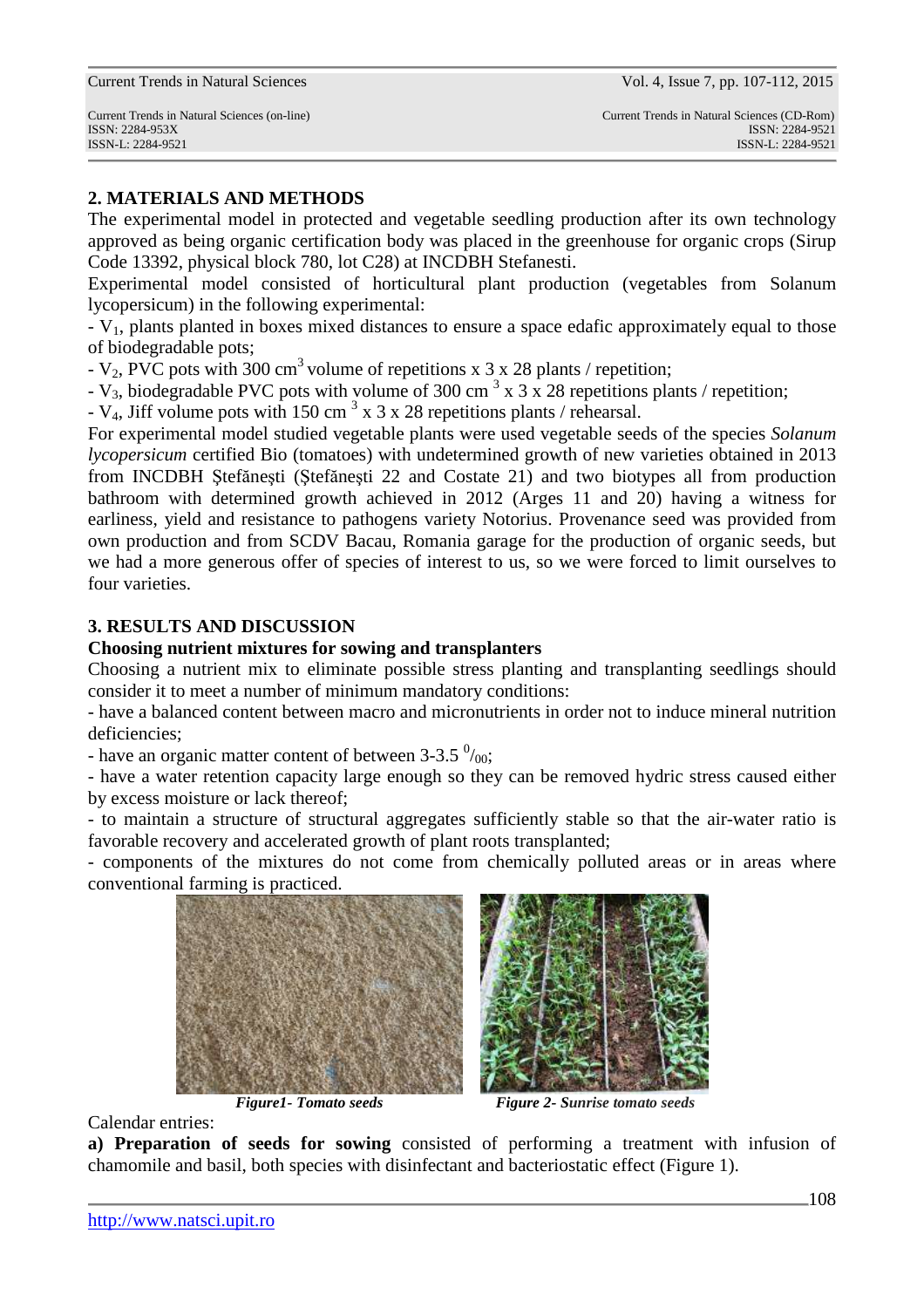## 2. MATERIALS AND METHODS

The experimental model in protected and vegetable seedling production after its own technology approved as being organic certification body was placed in the greenhouse for organic crops (Sirup Code 13392, physical block 780, lot C28) at INCDBH Stefanesti.

Experimental model consisted of horticultural plant production (vegetables from Solanum lycopersicum) in the following experimental:

- $V_1$, plants planted in boxes mixed distances to ensure a space edafic approximately equal to those of biodegradable pots;
- $V_2$, PVC pots with 300 $cm^3$ volume of repetitions x 3 x 28 plants / repetition;
- $V_3$, biodegradable PVC pots with volume of 300 $cm^3$ x 3 x 28 repetitions plants / repetition;
- $V_4$, Jiff volume pots with 150 $cm^3$ x 3 x 28 repetitions plants / rehearsal.

For experimental model studied vegetable plants were used vegetable seeds of the species *Solanum lycopersicum* certified Bio (tomatoes) with undetermined growth of new varieties obtained in 2013 from INCDBH Ştefăneşti (Ştefăneşti 22 and Costate 21) and two biotypes all from production bathroom with determined growth achieved in 2012 (Arges 11 and 20) having a witness for earliness, yield and resistance to pathogens variety Notorius. Provenance seed was provided from own production and from SCDV Bacau, Romania garage for the production of organic seeds, but we had a more generous offer of species of interest to us, so we were forced to limit ourselves to four varieties.

## 3. RESULTS AND DISCUSSION

**Choosing nutrient mixtures for sowing and transplanters**

Choosing a nutrient mix to eliminate possible stress planting and transplanting seedlings should consider it to meet a number of minimum mandatory conditions:

- have a balanced content between macro and micronutrients in order not to induce mineral nutrition deficiencies;
- have an organic matter content of between 3-3.5 $^0/_{00}$;
- have a water retention capacity large enough so they can be removed hydric stress caused either by excess moisture or lack thereof;
- to maintain a structure of structural aggregates sufficiently stable so that the air-water ratio is favorable recovery and accelerated growth of plant roots transplanted;
- components of the mixtures do not come from chemically polluted areas or in areas where conventional farming is practiced.

***Figure1- Tomato seeds***

***Figure 2- Sunrise tomato seeds***

Calendar entries:

**a) Preparation of seeds for sowing** consisted of performing a treatment with infusion of chamomile and basil, both species with disinfectant and bacteriostatic effect (Figure 1).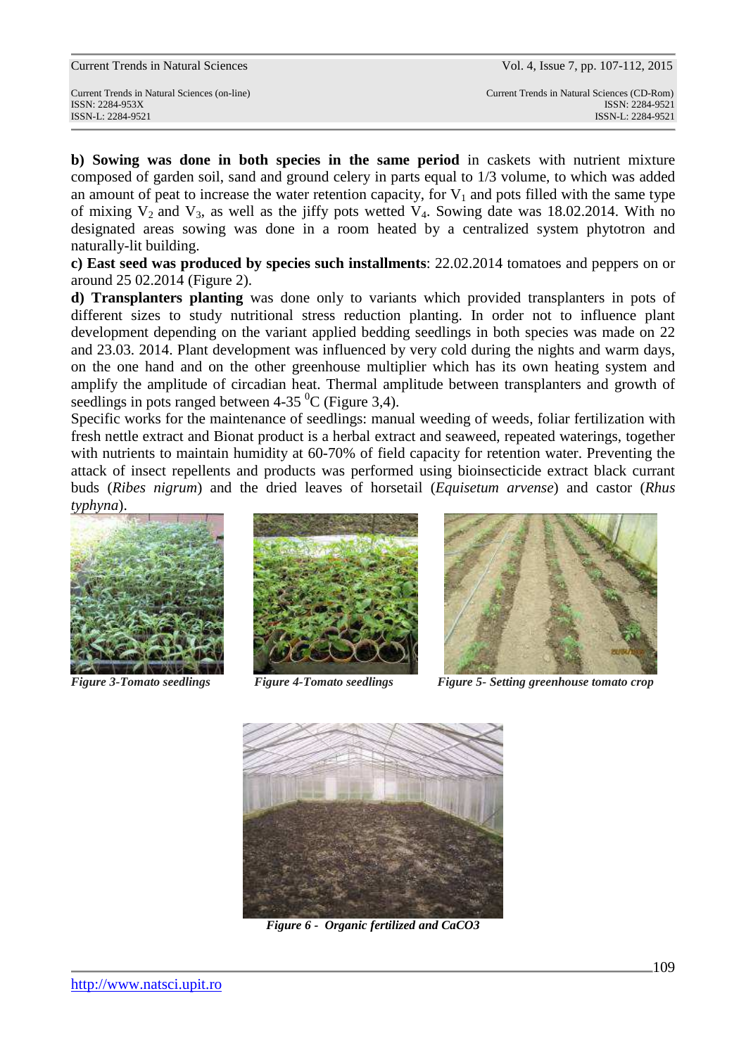**b) Sowing was done in both species in the same period** in caskets with nutrient mixture composed of garden soil, sand and ground celery in parts equal to 1/3 volume, to which was added an amount of peat to increase the water retention capacity, for $V_1$ and pots filled with the same type of mixing $V_2$ and $V_3$, as well as the jiffy pots wetted $V_4$. Sowing date was 18.02.2014. With no designated areas sowing was done in a room heated by a centralized system phytotron and naturally-lit building.

**c) East seed was produced by species such installments**: 22.02.2014 tomatoes and peppers on or around 25 02.2014 (Figure 2).

**d) Transplanters planting** was done only to variants which provided transplanters in pots of different sizes to study nutritional stress reduction planting. In order not to influence plant development depending on the variant applied bedding seedlings in both species was made on 22 and 23.03. 2014. Plant development was influenced by very cold during the nights and warm days, on the one hand and on the other greenhouse multiplier which has its own heating system and amplify the amplitude of circadian heat. Thermal amplitude between transplanters and growth of seedlings in pots ranged between 4-35 $^0$C (Figure 3,4).

Specific works for the maintenance of seedlings: manual weeding of weeds, foliar fertilization with fresh nettle extract and Bionat product is a herbal extract and seaweed, repeated waterings, together with nutrients to maintain humidity at 60-70% of field capacity for retention water. Preventing the attack of insect repellents and products was performed using bioinsecticide extract black currant buds (*Ribes nigrum*) and the dried leaves of horsetail (*Equisetum arvense*) and castor (*Rhus typhyna*).

*Figure 3-Tomato seedlings*

*Figure 4-Tomato seedlings*

*Figure 5- Setting greenhouse tomato crop*

*Figure 6 - Organic fertilized and CaCO3*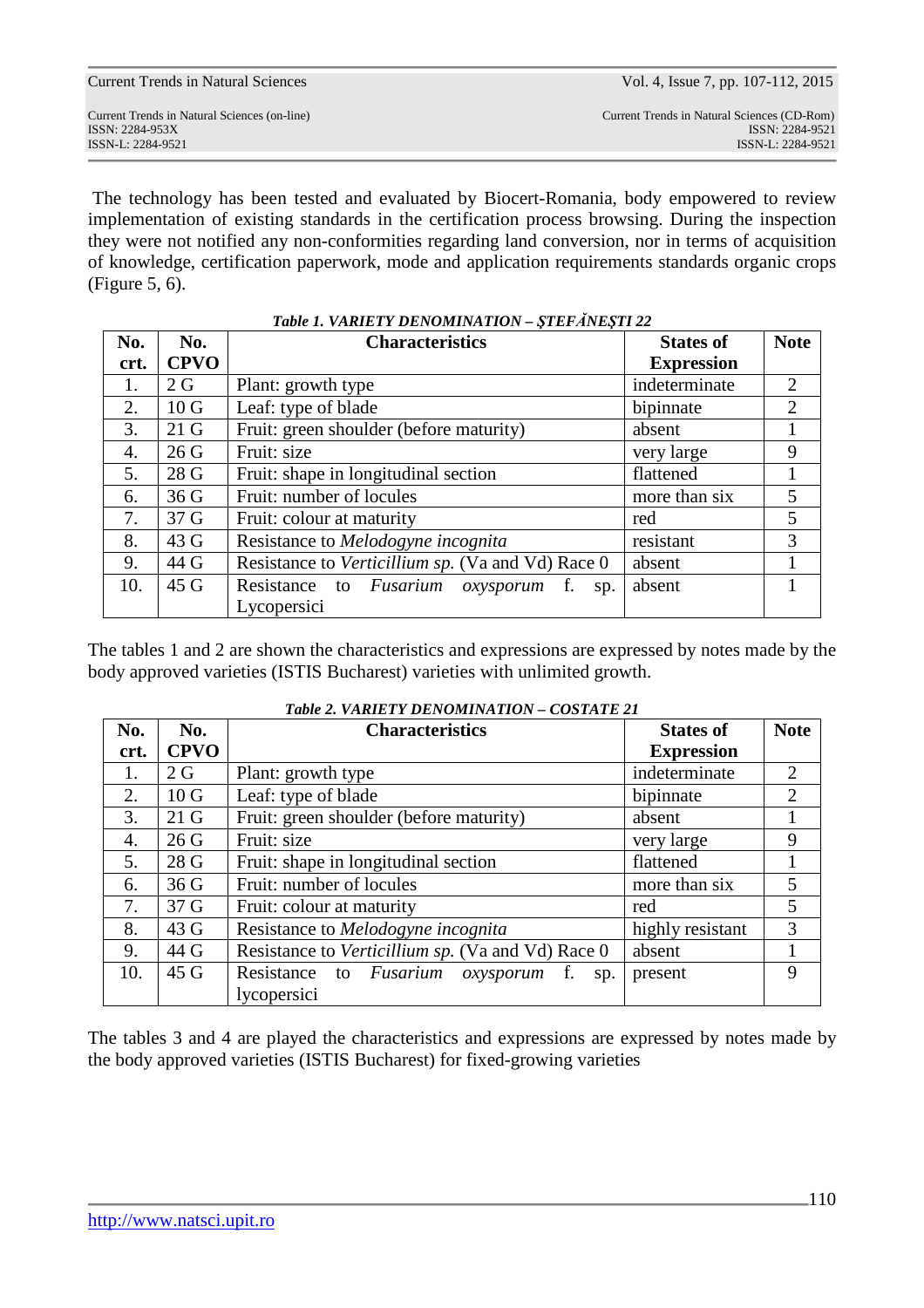The technology has been tested and evaluated by Biocert-Romania, body empowered to review implementation of existing standards in the certification process browsing. During the inspection they were not notified any non-conformities regarding land conversion, nor in terms of acquisition of knowledge, certification paperwork, mode and application requirements standards organic crops (Figure 5, 6).

***Table 1. VARIETY DENOMINATION – ŞTEFĂNEŞTI 22***

| No. crt. | No. CPVO | Characteristics | States of Expression | Note |
|---|---|---|---|---|
| 1. | 2 G | Plant: growth type | indeterminate | 2 |
| 2. | 10 G | Leaf: type of blade | bipinnate | 2 |
| 3. | 21 G | Fruit: green shoulder (before maturity) | absent | 1 |
| 4. | 26 G | Fruit: size | very large | 9 |
| 5. | 28 G | Fruit: shape in longitudinal section | flattened | 1 |
| 6. | 36 G | Fruit: number of locules | more than six | 5 |
| 7. | 37 G | Fruit: colour at maturity | red | 5 |
| 8. | 43 G | Resistance to *Melodogyne incognita* | resistant | 3 |
| 9. | 44 G | Resistance to *Verticillium sp.* (Va and Vd) Race 0 | absent | 1 |
| 10. | 45 G | Resistance to *Fusarium oxysporum* f. sp. Lycopersici | absent | 1 |

The tables 1 and 2 are shown the characteristics and expressions are expressed by notes made by the body approved varieties (ISTIS Bucharest) varieties with unlimited growth.

***Table 2. VARIETY DENOMINATION – COSTATE 21***

| No. crt. | No. CPVO | Characteristics | States of Expression | Note |
|---|---|---|---|---|
| 1. | 2 G | Plant: growth type | indeterminate | 2 |
| 2. | 10 G | Leaf: type of blade | bipinnate | 2 |
| 3. | 21 G | Fruit: green shoulder (before maturity) | absent | 1 |
| 4. | 26 G | Fruit: size | very large | 9 |
| 5. | 28 G | Fruit: shape in longitudinal section | flattened | 1 |
| 6. | 36 G | Fruit: number of locules | more than six | 5 |
| 7. | 37 G | Fruit: colour at maturity | red | 5 |
| 8. | 43 G | Resistance to *Melodogyne incognita* | highly resistant | 3 |
| 9. | 44 G | Resistance to *Verticillium sp.* (Va and Vd) Race 0 | absent | 1 |
| 10. | 45 G | Resistance to *Fusarium oxysporum* f. sp. lycopersici | present | 9 |

The tables 3 and 4 are played the characteristics and expressions are expressed by notes made by the body approved varieties (ISTIS Bucharest) for fixed-growing varieties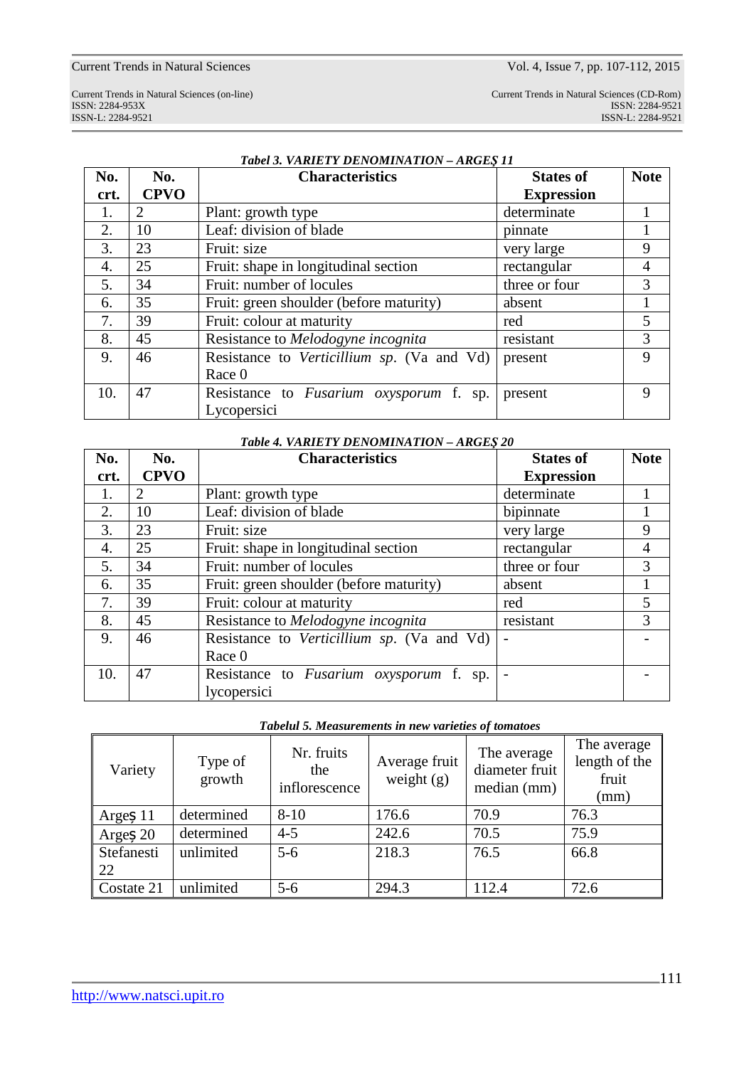*Tabel 3. VARIETY DENOMINATION – ARGEȘ 11*

| No. crt. | No. CPVO | Characteristics | States of Expression | Note |
|---|---|---|---|---|
| 1. | 2 | Plant: growth type | determinate | 1 |
| 2. | 10 | Leaf: division of blade | pinnate | 1 |
| 3. | 23 | Fruit: size | very large | 9 |
| 4. | 25 | Fruit: shape in longitudinal section | rectangular | 4 |
| 5. | 34 | Fruit: number of locules | three or four | 3 |
| 6. | 35 | Fruit: green shoulder (before maturity) | absent | 1 |
| 7. | 39 | Fruit: colour at maturity | red | 5 |
| 8. | 45 | Resistance to *Melodogyne incognita* | resistant | 3 |
| 9. | 46 | Resistance to *Verticillium sp*. (Va and Vd) Race 0 | present | 9 |
| 10. | 47 | Resistance to *Fusarium oxysporum* f. sp. Lycopersici | present | 9 |

*Table 4. VARIETY DENOMINATION – ARGEȘ 20*

| No. crt. | No. CPVO | Characteristics | States of Expression | Note |
|---|---|---|---|---|
| 1. | 2 | Plant: growth type | determinate | 1 |
| 2. | 10 | Leaf: division of blade | bipinnate | 1 |
| 3. | 23 | Fruit: size | very large | 9 |
| 4. | 25 | Fruit: shape in longitudinal section | rectangular | 4 |
| 5. | 34 | Fruit: number of locules | three or four | 3 |
| 6. | 35 | Fruit: green shoulder (before maturity) | absent | 1 |
| 7. | 39 | Fruit: colour at maturity | red | 5 |
| 8. | 45 | Resistance to *Melodogyne incognita* | resistant | 3 |
| 9. | 46 | Resistance to *Verticillium sp*. (Va and Vd) Race 0 | - | - |
| 10. | 47 | Resistance to *Fusarium oxysporum* f. sp. lycopersici | - | - |

*Tabelul 5. Measurements in new varieties of tomatoes*

| Variety | Type of growth | Nr. fruits the inflorescence | Average fruit weight (g) | The average diameter fruit median (mm) | The average length of the fruit (mm) |
|---|---|---|---|---|---|
| Argeș 11 | determined | 8-10 | 176.6 | 70.9 | 76.3 |
| Argeș 20 | determined | 4-5 | 242.6 | 70.5 | 75.9 |
| Stefanesti 22 | unlimited | 5-6 | 218.3 | 76.5 | 66.8 |
| Costate 21 | unlimited | 5-6 | 294.3 | 112.4 | 72.6 |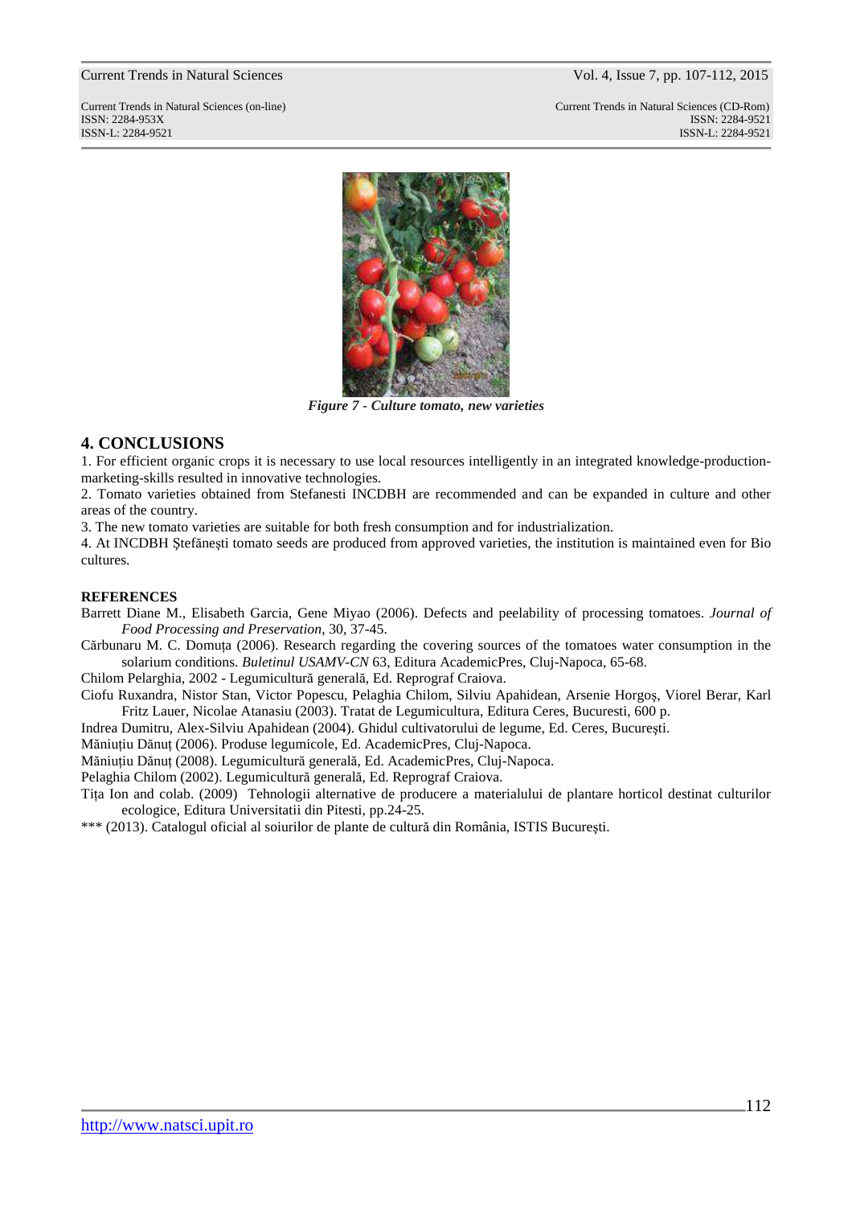*Figure 7 - Culture tomato, new varieties*

## 4. CONCLUSIONS

1. For efficient organic crops it is necessary to use local resources intelligently in an integrated knowledge-production-marketing-skills resulted in innovative technologies.
2. Tomato varieties obtained from Stefanesti INCDBH are recommended and can be expanded in culture and other areas of the country.
3. The new tomato varieties are suitable for both fresh consumption and for industrialization.
4. At INCDBH Ştefăneşti tomato seeds are produced from approved varieties, the institution is maintained even for Bio cultures.

**REFERENCES**

Barrett Diane M., Elisabeth Garcia, Gene Miyao (2006). Defects and peelability of processing tomatoes. *Journal of Food Processing and Preservation*, 30, 37-45.

Cărbunaru M. C. Domuța (2006). Research regarding the covering sources of the tomatoes water consumption in the solarium conditions. *Buletinul USAMV-CN* 63, Editura AcademicPres, Cluj-Napoca, 65-68.

Chilom Pelarghia, 2002 - Legumicultură generală, Ed. Reprograf Craiova.

Ciofu Ruxandra, Nistor Stan, Victor Popescu, Pelaghia Chilom, Silviu Apahidean, Arsenie Horgoş, Viorel Berar, Karl Fritz Lauer, Nicolae Atanasiu (2003). Tratat de Legumicultura, Editura Ceres, Bucuresti, 600 p.

Indrea Dumitru, Alex-Silviu Apahidean (2004). Ghidul cultivatorului de legume, Ed. Ceres, Bucureşti.

Măniuțiu Dănuț (2006). Produse legumicole, Ed. AcademicPres, Cluj-Napoca.

Măniuțiu Dănuț (2008). Legumicultură generală, Ed. AcademicPres, Cluj-Napoca.

Pelaghia Chilom (2002). Legumicultură generală, Ed. Reprograf Craiova.

Tița Ion and colab. (2009) Tehnologii alternative de producere a materialului de plantare horticol destinat culturilor ecologice, Editura Universitatii din Pitesti, pp.24-25.

\*\*\* (2013). Catalogul oficial al soiurilor de plante de cultură din România, ISTIS Bucureşti.